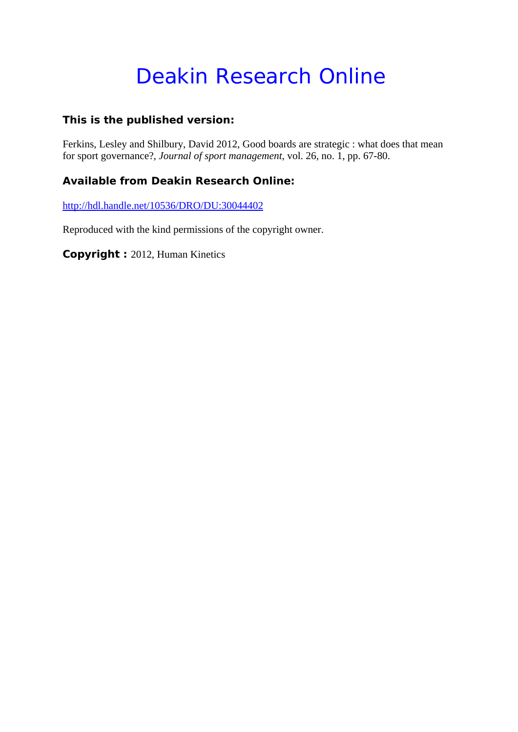# Deakin Research Online

**This is the published version:**

Ferkins, Lesley and Shilbury, David 2012, Good boards are strategic : what does that mean for sport governance?, *Journal of sport management*, vol. 26, no. 1, pp. 67-80.

**Available from Deakin Research Online:**

http://hdl.handle.net/10536/DRO/DU:30044402

Reproduced with the kind permissions of the copyright owner.

**Copyright :** 2012, Human Kinetics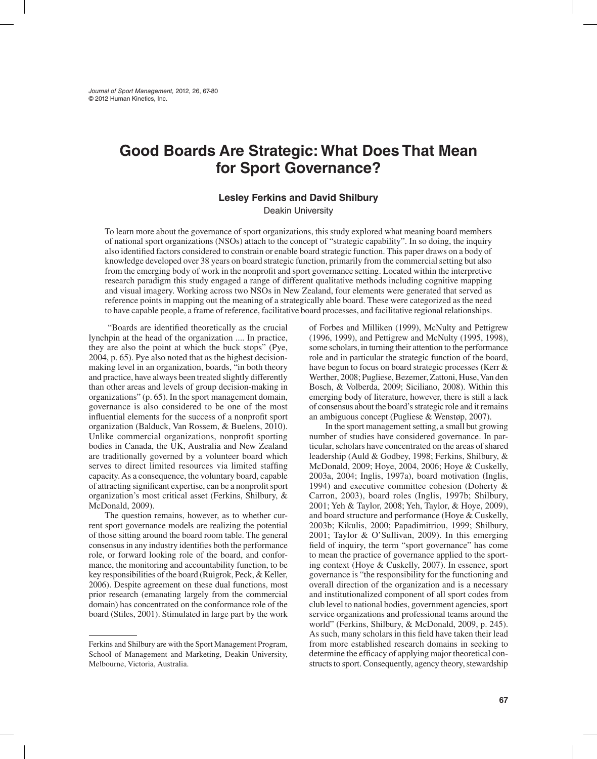// Good Boards Are Strategic: What Does That Mean for Sport Governance?

**Lesley Ferkins and David Shilbury**

Deakin University

To learn more about the governance of sport organizations, this study explored what meaning board members of national sport organizations (NSOs) attach to the concept of "strategic capability". In so doing, the inquiry also identified factors considered to constrain or enable board strategic function. This paper draws on a body of knowledge developed over 38 years on board strategic function, primarily from the commercial setting but also from the emerging body of work in the nonprofit and sport governance setting. Located within the interpretive research paradigm this study engaged a range of different qualitative methods including cognitive mapping and visual imagery. Working across two NSOs in New Zealand, four elements were generated that served as reference points in mapping out the meaning of a strategically able board. These were categorized as the need to have capable people, a frame of reference, facilitative board processes, and facilitative regional relationships.

"Boards are identified theoretically as the crucial lynchpin at the head of the organization .... In practice, they are also the point at which the buck stops" (Pye, 2004, p. 65). Pye also noted that as the highest decision-making level in an organization, boards, "in both theory and practice, have always been treated slightly differently than other areas and levels of group decision-making in organizations" (p. 65). In the sport management domain, governance is also considered to be one of the most influential elements for the success of a nonprofit sport organization (Balduck, Van Rossem, & Buelens, 2010). Unlike commercial organizations, nonprofit sporting bodies in Canada, the UK, Australia and New Zealand are traditionally governed by a volunteer board which serves to direct limited resources via limited staffing capacity. As a consequence, the voluntary board, capable of attracting significant expertise, can be a nonprofit sport organization's most critical asset (Ferkins, Shilbury, & McDonald, 2009).

The question remains, however, as to whether current sport governance models are realizing the potential of those sitting around the board room table. The general consensus in any industry identifies both the performance role, or forward looking role of the board, and conformance, the monitoring and accountability function, to be key responsibilities of the board (Ruigrok, Peck, & Keller, 2006). Despite agreement on these dual functions, most prior research (emanating largely from the commercial domain) has concentrated on the conformance role of the board (Stiles, 2001). Stimulated in large part by the work of Forbes and Milliken (1999), McNulty and Pettigrew (1996, 1999), and Pettigrew and McNulty (1995, 1998), some scholars, in turning their attention to the performance role and in particular the strategic function of the board, have begun to focus on board strategic processes (Kerr & Werther, 2008; Pugliese, Bezemer, Zattoni, Huse, Van den Bosch, & Volberda, 2009; Siciliano, 2008). Within this emerging body of literature, however, there is still a lack of consensus about the board's strategic role and it remains an ambiguous concept (Pugliese & Wenstøp, 2007).

In the sport management setting, a small but growing number of studies have considered governance. In particular, scholars have concentrated on the areas of shared leadership (Auld & Godbey, 1998; Ferkins, Shilbury, & McDonald, 2009; Hoye, 2004, 2006; Hoye & Cuskelly, 2003a, 2004; Inglis, 1997a), board motivation (Inglis, 1994) and executive committee cohesion (Doherty & Carron, 2003), board roles (Inglis, 1997b; Shilbury, 2001; Yeh & Taylor, 2008; Yeh, Taylor, & Hoye, 2009), and board structure and performance (Hoye & Cuskelly, 2003b; Kikulis, 2000; Papadimitriou, 1999; Shilbury, 2001; Taylor & O'Sullivan, 2009). In this emerging field of inquiry, the term "sport governance" has come to mean the practice of governance applied to the sporting context (Hoye & Cuskelly, 2007). In essence, sport governance is "the responsibility for the functioning and overall direction of the organization and is a necessary and institutionalized component of all sport codes from club level to national bodies, government agencies, sport service organizations and professional teams around the world" (Ferkins, Shilbury, & McDonald, 2009, p. 245). As such, many scholars in this field have taken their lead from more established research domains in seeking to determine the efficacy of applying major theoretical constructs to sport. Consequently, agency theory, stewardship

---

Ferkins and Shilbury are with the Sport Management Program, School of Management and Marketing, Deakin University, Melbourne, Victoria, Australia.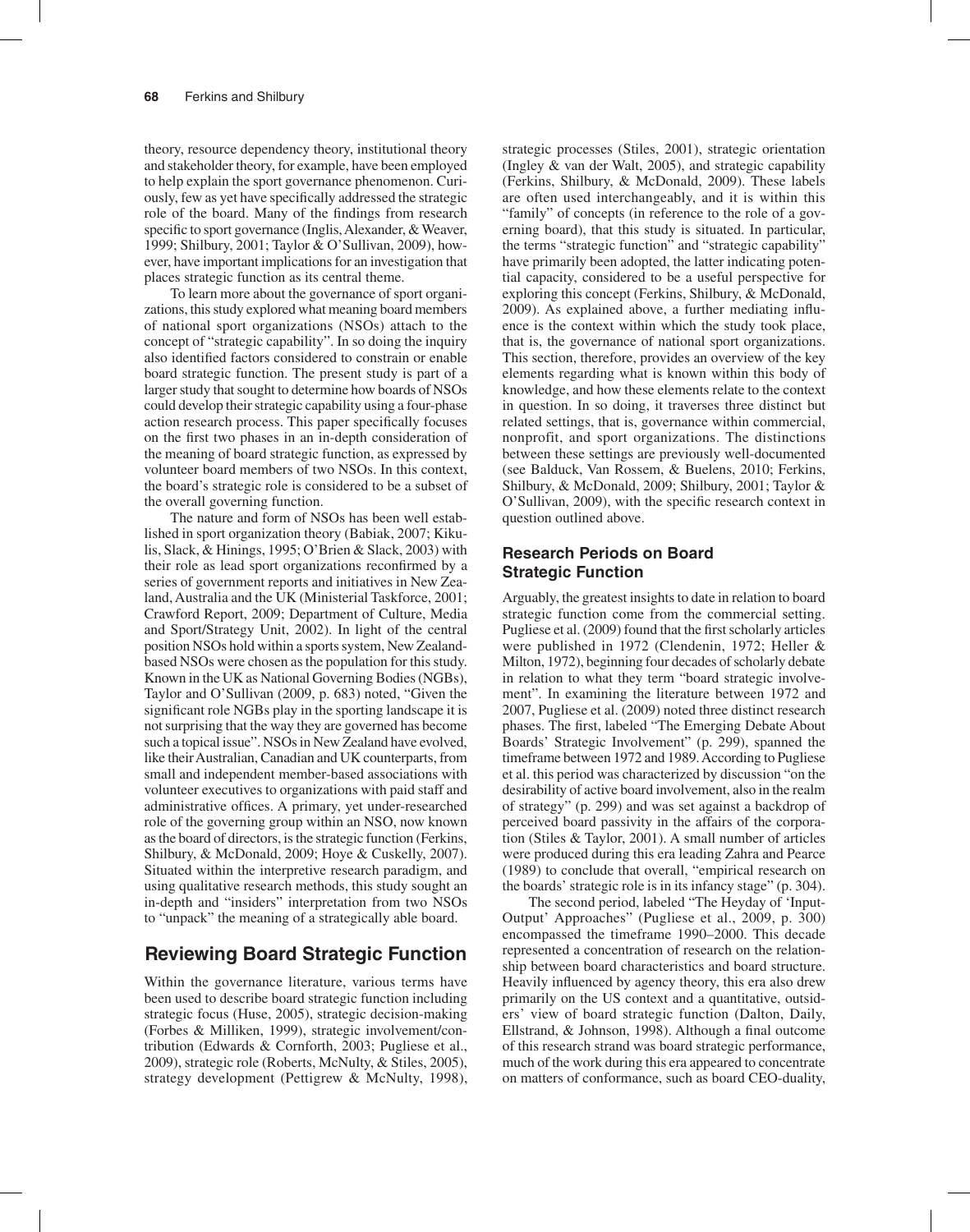theory, resource dependency theory, institutional theory and stakeholder theory, for example, have been employed to help explain the sport governance phenomenon. Curiously, few as yet have specifically addressed the strategic role of the board. Many of the findings from research specific to sport governance (Inglis, Alexander, & Weaver, 1999; Shilbury, 2001; Taylor & O'Sullivan, 2009), however, have important implications for an investigation that places strategic function as its central theme.

To learn more about the governance of sport organizations, this study explored what meaning board members of national sport organizations (NSOs) attach to the concept of "strategic capability". In so doing the inquiry also identified factors considered to constrain or enable board strategic function. The present study is part of a larger study that sought to determine how boards of NSOs could develop their strategic capability using a four-phase action research process. This paper specifically focuses on the first two phases in an in-depth consideration of the meaning of board strategic function, as expressed by volunteer board members of two NSOs. In this context, the board's strategic role is considered to be a subset of the overall governing function.

The nature and form of NSOs has been well established in sport organization theory (Babiak, 2007; Kikulis, Slack, & Hinings, 1995; O'Brien & Slack, 2003) with their role as lead sport organizations reconfirmed by a series of government reports and initiatives in New Zealand, Australia and the UK (Ministerial Taskforce, 2001; Crawford Report, 2009; Department of Culture, Media and Sport/Strategy Unit, 2002). In light of the central position NSOs hold within a sports system, New Zealand-based NSOs were chosen as the population for this study. Known in the UK as National Governing Bodies (NGBs), Taylor and O'Sullivan (2009, p. 683) noted, "Given the significant role NGBs play in the sporting landscape it is not surprising that the way they are governed has become such a topical issue". NSOs in New Zealand have evolved, like their Australian, Canadian and UK counterparts, from small and independent member-based associations with volunteer executives to organizations with paid staff and administrative offices. A primary, yet under-researched role of the governing group within an NSO, now known as the board of directors, is the strategic function (Ferkins, Shilbury, & McDonald, 2009; Hoye & Cuskelly, 2007). Situated within the interpretive research paradigm, and using qualitative research methods, this study sought an in-depth and "insiders" interpretation from two NSOs to "unpack" the meaning of a strategically able board.

## Reviewing Board Strategic Function

Within the governance literature, various terms have been used to describe board strategic function including strategic focus (Huse, 2005), strategic decision-making (Forbes & Milliken, 1999), strategic involvement/contribution (Edwards & Cornforth, 2003; Pugliese et al., 2009), strategic role (Roberts, McNulty, & Stiles, 2005), strategy development (Pettigrew & McNulty, 1998), strategic processes (Stiles, 2001), strategic orientation (Ingley & van der Walt, 2005), and strategic capability (Ferkins, Shilbury, & McDonald, 2009). These labels are often used interchangeably, and it is within this "family" of concepts (in reference to the role of a governing board), that this study is situated. In particular, the terms "strategic function" and "strategic capability" have primarily been adopted, the latter indicating potential capacity, considered to be a useful perspective for exploring this concept (Ferkins, Shilbury, & McDonald, 2009). As explained above, a further mediating influence is the context within which the study took place, that is, the governance of national sport organizations. This section, therefore, provides an overview of the key elements regarding what is known within this body of knowledge, and how these elements relate to the context in question. In so doing, it traverses three distinct but related settings, that is, governance within commercial, nonprofit, and sport organizations. The distinctions between these settings are previously well-documented (see Balduck, Van Rossem, & Buelens, 2010; Ferkins, Shilbury, & McDonald, 2009; Shilbury, 2001; Taylor & O'Sullivan, 2009), with the specific research context in question outlined above.

### Research Periods on Board Strategic Function

Arguably, the greatest insights to date in relation to board strategic function come from the commercial setting. Pugliese et al. (2009) found that the first scholarly articles were published in 1972 (Clendenin, 1972; Heller & Milton, 1972), beginning four decades of scholarly debate in relation to what they term "board strategic involvement". In examining the literature between 1972 and 2007, Pugliese et al. (2009) noted three distinct research phases. The first, labeled "The Emerging Debate About Boards' Strategic Involvement" (p. 299), spanned the timeframe between 1972 and 1989. According to Pugliese et al. this period was characterized by discussion "on the desirability of active board involvement, also in the realm of strategy" (p. 299) and was set against a backdrop of perceived board passivity in the affairs of the corporation (Stiles & Taylor, 2001). A small number of articles were produced during this era leading Zahra and Pearce (1989) to conclude that overall, "empirical research on the boards' strategic role is in its infancy stage" (p. 304).

The second period, labeled "The Heyday of 'Input-Output' Approaches" (Pugliese et al., 2009, p. 300) encompassed the timeframe 1990–2000. This decade represented a concentration of research on the relationship between board characteristics and board structure. Heavily influenced by agency theory, this era also drew primarily on the US context and a quantitative, outsiders' view of board strategic function (Dalton, Daily, Ellstrand, & Johnson, 1998). Although a final outcome of this research strand was board strategic performance, much of the work during this era appeared to concentrate on matters of conformance, such as board CEO-duality,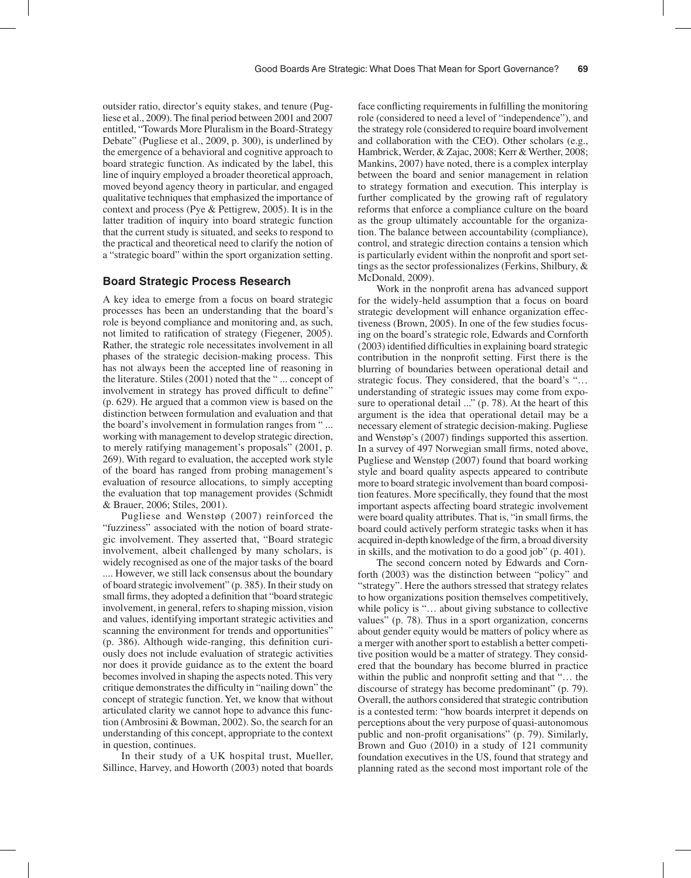outsider ratio, director's equity stakes, and tenure (Pugliese et al., 2009). The final period between 2001 and 2007 entitled, "Towards More Pluralism in the Board-Strategy Debate" (Pugliese et al., 2009, p. 300), is underlined by the emergence of a behavioral and cognitive approach to board strategic function. As indicated by the label, this line of inquiry employed a broader theoretical approach, moved beyond agency theory in particular, and engaged qualitative techniques that emphasized the importance of context and process (Pye & Pettigrew, 2005). It is in the latter tradition of inquiry into board strategic function that the current study is situated, and seeks to respond to the practical and theoretical need to clarify the notion of a "strategic board" within the sport organization setting.

## Board Strategic Process Research

A key idea to emerge from a focus on board strategic processes has been an understanding that the board's role is beyond compliance and monitoring and, as such, not limited to ratification of strategy (Fiegener, 2005). Rather, the strategic role necessitates involvement in all phases of the strategic decision-making process. This has not always been the accepted line of reasoning in the literature. Stiles (2001) noted that the " ... concept of involvement in strategy has proved difficult to define" (p. 629). He argued that a common view is based on the distinction between formulation and evaluation and that the board's involvement in formulation ranges from " ... working with management to develop strategic direction, to merely ratifying management's proposals" (2001, p. 269). With regard to evaluation, the accepted work style of the board has ranged from probing management's evaluation of resource allocations, to simply accepting the evaluation that top management provides (Schmidt & Brauer, 2006; Stiles, 2001).

Pugliese and Wenstøp (2007) reinforced the "fuzziness" associated with the notion of board strategic involvement. They asserted that, "Board strategic involvement, albeit challenged by many scholars, is widely recognised as one of the major tasks of the board .... However, we still lack consensus about the boundary of board strategic involvement" (p. 385). In their study on small firms, they adopted a definition that "board strategic involvement, in general, refers to shaping mission, vision and values, identifying important strategic activities and scanning the environment for trends and opportunities" (p. 386). Although wide-ranging, this definition curiously does not include evaluation of strategic activities nor does it provide guidance as to the extent the board becomes involved in shaping the aspects noted. This very critique demonstrates the difficulty in "nailing down" the concept of strategic function. Yet, we know that without articulated clarity we cannot hope to advance this function (Ambrosini & Bowman, 2002). So, the search for an understanding of this concept, appropriate to the context in question, continues.

In their study of a UK hospital trust, Mueller, Sillince, Harvey, and Howorth (2003) noted that boards face conflicting requirements in fulfilling the monitoring role (considered to need a level of "independence"), and the strategy role (considered to require board involvement and collaboration with the CEO). Other scholars (e.g., Hambrick, Werder, & Zajac, 2008; Kerr & Werther, 2008; Mankins, 2007) have noted, there is a complex interplay between the board and senior management in relation to strategy formation and execution. This interplay is further complicated by the growing raft of regulatory reforms that enforce a compliance culture on the board as the group ultimately accountable for the organization. The balance between accountability (compliance), control, and strategic direction contains a tension which is particularly evident within the nonprofit and sport settings as the sector professionalizes (Ferkins, Shilbury, & McDonald, 2009).

Work in the nonprofit arena has advanced support for the widely-held assumption that a focus on board strategic development will enhance organization effectiveness (Brown, 2005). In one of the few studies focusing on the board's strategic role, Edwards and Cornforth (2003) identified difficulties in explaining board strategic contribution in the nonprofit setting. First there is the blurring of boundaries between operational detail and strategic focus. They considered, that the board's "… understanding of strategic issues may come from exposure to operational detail ..." (p. 78). At the heart of this argument is the idea that operational detail may be a necessary element of strategic decision-making. Pugliese and Wenstøp's (2007) findings supported this assertion. In a survey of 497 Norwegian small firms, noted above, Pugliese and Wenstøp (2007) found that board working style and board quality aspects appeared to contribute more to board strategic involvement than board composition features. More specifically, they found that the most important aspects affecting board strategic involvement were board quality attributes. That is, "in small firms, the board could actively perform strategic tasks when it has acquired in-depth knowledge of the firm, a broad diversity in skills, and the motivation to do a good job" (p. 401).

The second concern noted by Edwards and Cornforth (2003) was the distinction between "policy" and "strategy". Here the authors stressed that strategy relates to how organizations position themselves competitively, while policy is "… about giving substance to collective values" (p. 78). Thus in a sport organization, concerns about gender equity would be matters of policy where as a merger with another sport to establish a better competitive position would be a matter of strategy. They considered that the boundary has become blurred in practice within the public and nonprofit setting and that "… the discourse of strategy has become predominant" (p. 79). Overall, the authors considered that strategic contribution is a contested term: "how boards interpret it depends on perceptions about the very purpose of quasi-autonomous public and non-profit organisations" (p. 79). Similarly, Brown and Guo (2010) in a study of 121 community foundation executives in the US, found that strategy and planning rated as the second most important role of the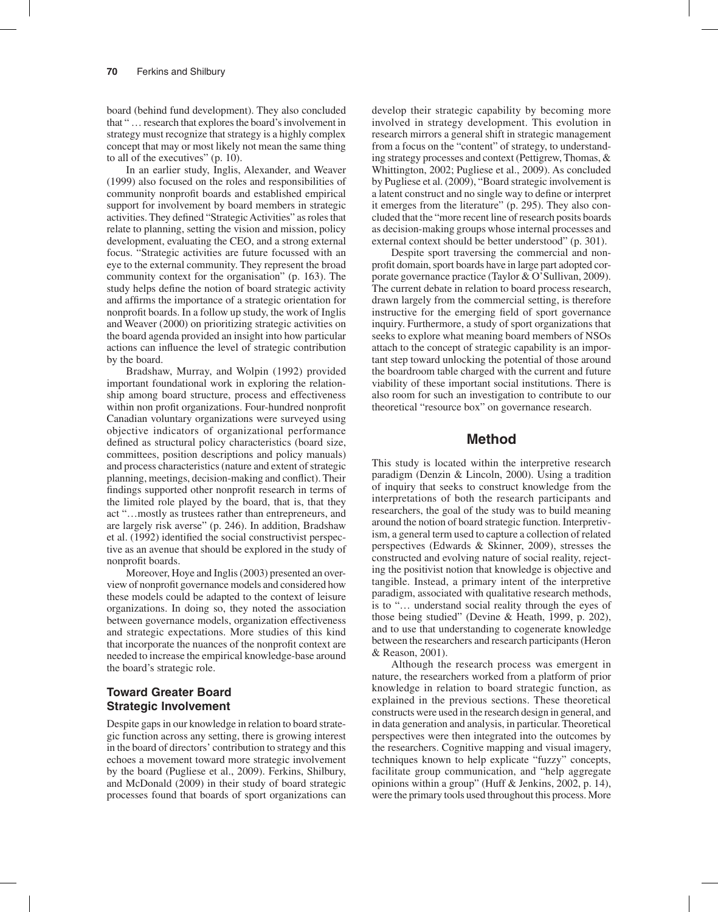board (behind fund development). They also concluded that " … research that explores the board's involvement in strategy must recognize that strategy is a highly complex concept that may or most likely not mean the same thing to all of the executives" (p. 10).

In an earlier study, Inglis, Alexander, and Weaver (1999) also focused on the roles and responsibilities of community nonprofit boards and established empirical support for involvement by board members in strategic activities. They defined "Strategic Activities" as roles that relate to planning, setting the vision and mission, policy development, evaluating the CEO, and a strong external focus. "Strategic activities are future focussed with an eye to the external community. They represent the broad community context for the organisation" (p. 163). The study helps define the notion of board strategic activity and affirms the importance of a strategic orientation for nonprofit boards. In a follow up study, the work of Inglis and Weaver (2000) on prioritizing strategic activities on the board agenda provided an insight into how particular actions can influence the level of strategic contribution by the board.

Bradshaw, Murray, and Wolpin (1992) provided important foundational work in exploring the relationship among board structure, process and effectiveness within non profit organizations. Four-hundred nonprofit Canadian voluntary organizations were surveyed using objective indicators of organizational performance defined as structural policy characteristics (board size, committees, position descriptions and policy manuals) and process characteristics (nature and extent of strategic planning, meetings, decision-making and conflict). Their findings supported other nonprofit research in terms of the limited role played by the board, that is, that they act "…mostly as trustees rather than entrepreneurs, and are largely risk averse" (p. 246). In addition, Bradshaw et al. (1992) identified the social constructivist perspective as an avenue that should be explored in the study of nonprofit boards.

Moreover, Hoye and Inglis (2003) presented an overview of nonprofit governance models and considered how these models could be adapted to the context of leisure organizations. In doing so, they noted the association between governance models, organization effectiveness and strategic expectations. More studies of this kind that incorporate the nuances of the nonprofit context are needed to increase the empirical knowledge-base around the board's strategic role.

### Toward Greater Board Strategic Involvement

Despite gaps in our knowledge in relation to board strategic function across any setting, there is growing interest in the board of directors' contribution to strategy and this echoes a movement toward more strategic involvement by the board (Pugliese et al., 2009). Ferkins, Shilbury, and McDonald (2009) in their study of board strategic processes found that boards of sport organizations can develop their strategic capability by becoming more involved in strategy development. This evolution in research mirrors a general shift in strategic management from a focus on the "content" of strategy, to understanding strategy processes and context (Pettigrew, Thomas, & Whittington, 2002; Pugliese et al., 2009). As concluded by Pugliese et al. (2009), "Board strategic involvement is a latent construct and no single way to define or interpret it emerges from the literature" (p. 295). They also concluded that the "more recent line of research posits boards as decision-making groups whose internal processes and external context should be better understood" (p. 301).

Despite sport traversing the commercial and nonprofit domain, sport boards have in large part adopted corporate governance practice (Taylor & O'Sullivan, 2009). The current debate in relation to board process research, drawn largely from the commercial setting, is therefore instructive for the emerging field of sport governance inquiry. Furthermore, a study of sport organizations that seeks to explore what meaning board members of NSOs attach to the concept of strategic capability is an important step toward unlocking the potential of those around the boardroom table charged with the current and future viability of these important social institutions. There is also room for such an investigation to contribute to our theoretical "resource box" on governance research.

## Method

This study is located within the interpretive research paradigm (Denzin & Lincoln, 2000). Using a tradition of inquiry that seeks to construct knowledge from the interpretations of both the research participants and researchers, the goal of the study was to build meaning around the notion of board strategic function. Interpretivism, a general term used to capture a collection of related perspectives (Edwards & Skinner, 2009), stresses the constructed and evolving nature of social reality, rejecting the positivist notion that knowledge is objective and tangible. Instead, a primary intent of the interpretive paradigm, associated with qualitative research methods, is to "… understand social reality through the eyes of those being studied" (Devine & Heath, 1999, p. 202), and to use that understanding to cogenerate knowledge between the researchers and research participants (Heron & Reason, 2001).

Although the research process was emergent in nature, the researchers worked from a platform of prior knowledge in relation to board strategic function, as explained in the previous sections. These theoretical constructs were used in the research design in general, and in data generation and analysis, in particular. Theoretical perspectives were then integrated into the outcomes by the researchers. Cognitive mapping and visual imagery, techniques known to help explicate "fuzzy" concepts, facilitate group communication, and "help aggregate opinions within a group" (Huff & Jenkins, 2002, p. 14), were the primary tools used throughout this process. More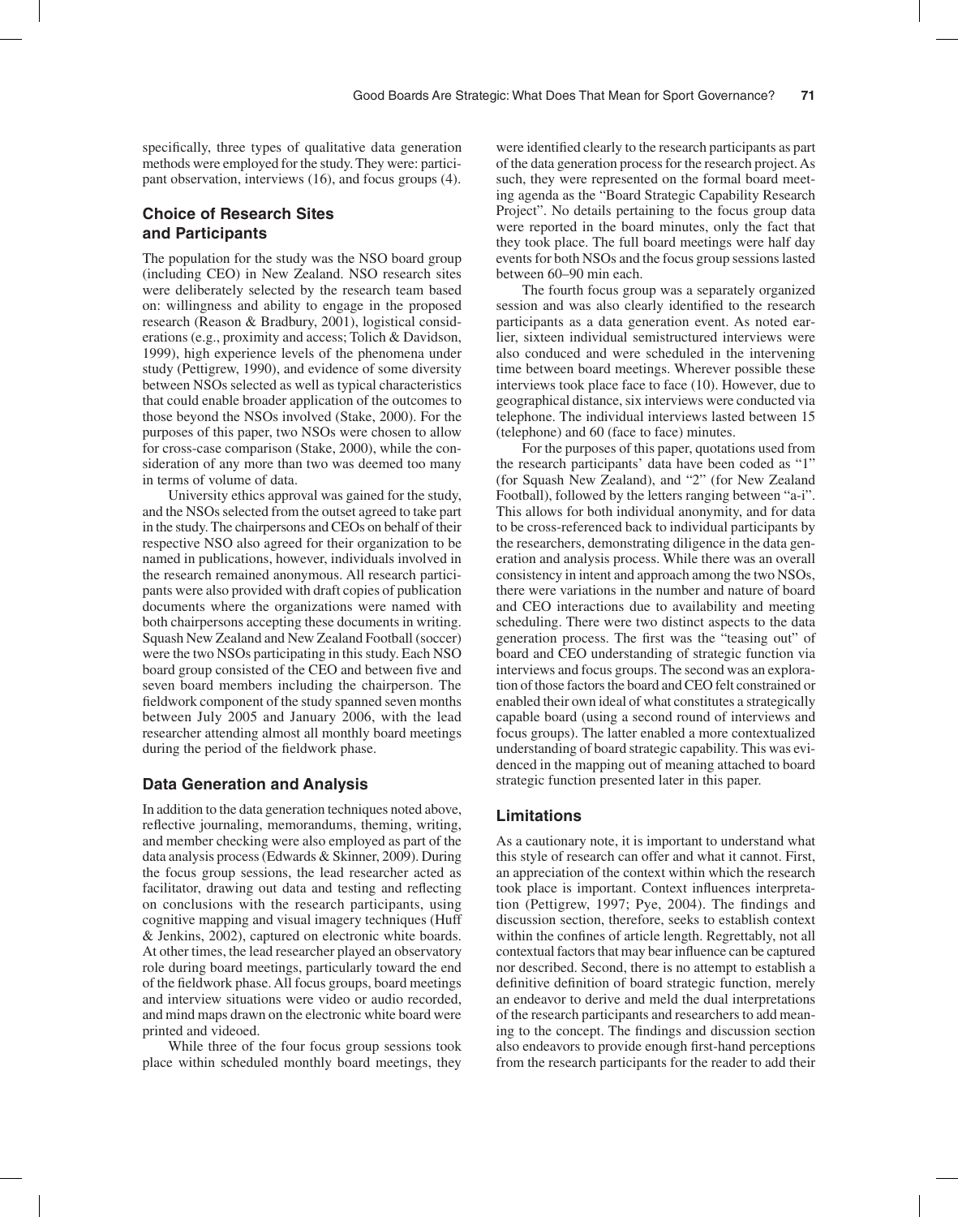specifically, three types of qualitative data generation methods were employed for the study. They were: participant observation, interviews (16), and focus groups (4).

## Choice of Research Sites and Participants

The population for the study was the NSO board group (including CEO) in New Zealand. NSO research sites were deliberately selected by the research team based on: willingness and ability to engage in the proposed research (Reason & Bradbury, 2001), logistical considerations (e.g., proximity and access; Tolich & Davidson, 1999), high experience levels of the phenomena under study (Pettigrew, 1990), and evidence of some diversity between NSOs selected as well as typical characteristics that could enable broader application of the outcomes to those beyond the NSOs involved (Stake, 2000). For the purposes of this paper, two NSOs were chosen to allow for cross-case comparison (Stake, 2000), while the consideration of any more than two was deemed too many in terms of volume of data.

University ethics approval was gained for the study, and the NSOs selected from the outset agreed to take part in the study. The chairpersons and CEOs on behalf of their respective NSO also agreed for their organization to be named in publications, however, individuals involved in the research remained anonymous. All research participants were also provided with draft copies of publication documents where the organizations were named with both chairpersons accepting these documents in writing. Squash New Zealand and New Zealand Football (soccer) were the two NSOs participating in this study. Each NSO board group consisted of the CEO and between five and seven board members including the chairperson. The fieldwork component of the study spanned seven months between July 2005 and January 2006, with the lead researcher attending almost all monthly board meetings during the period of the fieldwork phase.

## Data Generation and Analysis

In addition to the data generation techniques noted above, reflective journaling, memorandums, theming, writing, and member checking were also employed as part of the data analysis process (Edwards & Skinner, 2009). During the focus group sessions, the lead researcher acted as facilitator, drawing out data and testing and reflecting on conclusions with the research participants, using cognitive mapping and visual imagery techniques (Huff & Jenkins, 2002), captured on electronic white boards. At other times, the lead researcher played an observatory role during board meetings, particularly toward the end of the fieldwork phase. All focus groups, board meetings and interview situations were video or audio recorded, and mind maps drawn on the electronic white board were printed and videoed.

While three of the four focus group sessions took place within scheduled monthly board meetings, they were identified clearly to the research participants as part of the data generation process for the research project. As such, they were represented on the formal board meeting agenda as the "Board Strategic Capability Research Project". No details pertaining to the focus group data were reported in the board minutes, only the fact that they took place. The full board meetings were half day events for both NSOs and the focus group sessions lasted between 60–90 min each.

The fourth focus group was a separately organized session and was also clearly identified to the research participants as a data generation event. As noted earlier, sixteen individual semistructured interviews were also conduced and were scheduled in the intervening time between board meetings. Wherever possible these interviews took place face to face (10). However, due to geographical distance, six interviews were conducted via telephone. The individual interviews lasted between 15 (telephone) and 60 (face to face) minutes.

For the purposes of this paper, quotations used from the research participants' data have been coded as "1" (for Squash New Zealand), and "2" (for New Zealand Football), followed by the letters ranging between "a-i". This allows for both individual anonymity, and for data to be cross-referenced back to individual participants by the researchers, demonstrating diligence in the data generation and analysis process. While there was an overall consistency in intent and approach among the two NSOs, there were variations in the number and nature of board and CEO interactions due to availability and meeting scheduling. There were two distinct aspects to the data generation process. The first was the "teasing out" of board and CEO understanding of strategic function via interviews and focus groups. The second was an exploration of those factors the board and CEO felt constrained or enabled their own ideal of what constitutes a strategically capable board (using a second round of interviews and focus groups). The latter enabled a more contextualized understanding of board strategic capability. This was evidenced in the mapping out of meaning attached to board strategic function presented later in this paper.

## Limitations

As a cautionary note, it is important to understand what this style of research can offer and what it cannot. First, an appreciation of the context within which the research took place is important. Context influences interpretation (Pettigrew, 1997; Pye, 2004). The findings and discussion section, therefore, seeks to establish context within the confines of article length. Regrettably, not all contextual factors that may bear influence can be captured nor described. Second, there is no attempt to establish a definitive definition of board strategic function, merely an endeavor to derive and meld the dual interpretations of the research participants and researchers to add meaning to the concept. The findings and discussion section also endeavors to provide enough first-hand perceptions from the research participants for the reader to add their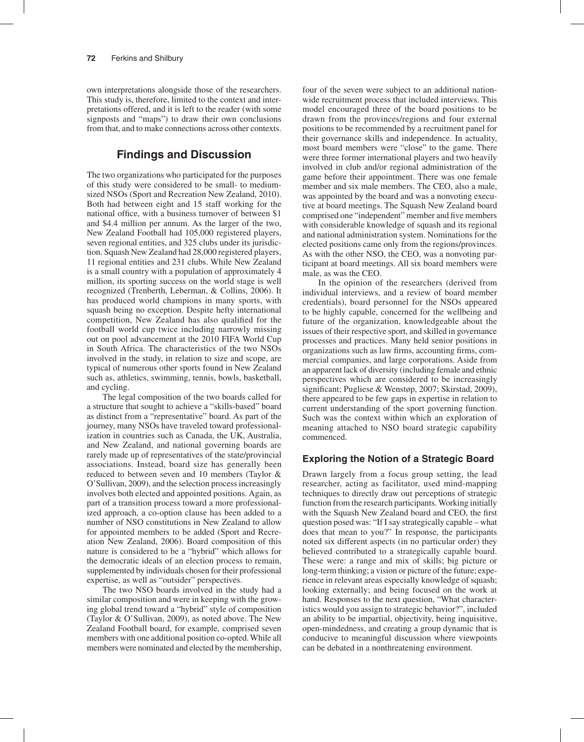own interpretations alongside those of the researchers. This study is, therefore, limited to the context and interpretations offered, and it is left to the reader (with some signposts and "maps") to draw their own conclusions from that, and to make connections across other contexts.

## Findings and Discussion

The two organizations who participated for the purposes of this study were considered to be small- to medium-sized NSOs (Sport and Recreation New Zealand, 2010). Both had between eight and 15 staff working for the national office, with a business turnover of between $1 and $4.4 million per annum. As the larger of the two, New Zealand Football had 105,000 registered players, seven regional entities, and 325 clubs under its jurisdiction. Squash New Zealand had 28,000 registered players, 11 regional entities and 231 clubs. While New Zealand is a small country with a population of approximately 4 million, its sporting success on the world stage is well recognized (Trenberth, Leberman, & Collins, 2006). It has produced world champions in many sports, with squash being no exception. Despite hefty international competition, New Zealand has also qualified for the football world cup twice including narrowly missing out on pool advancement at the 2010 FIFA World Cup in South Africa. The characteristics of the two NSOs involved in the study, in relation to size and scope, are typical of numerous other sports found in New Zealand such as, athletics, swimming, tennis, bowls, basketball, and cycling.

The legal composition of the two boards called for a structure that sought to achieve a "skills-based" board as distinct from a "representative" board. As part of the journey, many NSOs have traveled toward professionalization in countries such as Canada, the UK, Australia, and New Zealand, and national governing boards are rarely made up of representatives of the state/provincial associations. Instead, board size has generally been reduced to between seven and 10 members (Taylor & O'Sullivan, 2009), and the selection process increasingly involves both elected and appointed positions. Again, as part of a transition process toward a more professionalized approach, a co-option clause has been added to a number of NSO constitutions in New Zealand to allow for appointed members to be added (Sport and Recreation New Zealand, 2006). Board composition of this nature is considered to be a "hybrid" which allows for the democratic ideals of an election process to remain, supplemented by individuals chosen for their professional expertise, as well as "outsider" perspectives.

The two NSO boards involved in the study had a similar composition and were in keeping with the growing global trend toward a "hybrid" style of composition (Taylor & O'Sullivan, 2009), as noted above. The New Zealand Football board, for example, comprised seven members with one additional position co-opted. While all members were nominated and elected by the membership, four of the seven were subject to an additional nationwide recruitment process that included interviews. This model encouraged three of the board positions to be drawn from the provinces/regions and four external positions to be recommended by a recruitment panel for their governance skills and independence. In actuality, most board members were "close" to the game. There were three former international players and two heavily involved in club and/or regional administration of the game before their appointment. There was one female member and six male members. The CEO, also a male, was appointed by the board and was a nonvoting executive at board meetings. The Squash New Zealand board comprised one "independent" member and five members with considerable knowledge of squash and its regional and national administration system. Nominations for the elected positions came only from the regions/provinces. As with the other NSO, the CEO, was a nonvoting participant at board meetings. All six board members were male, as was the CEO.

In the opinion of the researchers (derived from individual interviews, and a review of board member credentials), board personnel for the NSOs appeared to be highly capable, concerned for the wellbeing and future of the organization, knowledgeable about the issues of their respective sport, and skilled in governance processes and practices. Many held senior positions in organizations such as law firms, accounting firms, commercial companies, and large corporations. Aside from an apparent lack of diversity (including female and ethnic perspectives which are considered to be increasingly significant; Pugliese & Wenstøp, 2007; Skirstad, 2009), there appeared to be few gaps in expertise in relation to current understanding of the sport governing function. Such was the context within which an exploration of meaning attached to NSO board strategic capability commenced.

### Exploring the Notion of a Strategic Board

Drawn largely from a focus group setting, the lead researcher, acting as facilitator, used mind-mapping techniques to directly draw out perceptions of strategic function from the research participants. Working initially with the Squash New Zealand board and CEO, the first question posed was: "If I say strategically capable – what does that mean to you?" In response, the participants noted six different aspects (in no particular order) they believed contributed to a strategically capable board. These were: a range and mix of skills; big picture or long-term thinking; a vision or picture of the future; experience in relevant areas especially knowledge of squash; looking externally; and being focused on the work at hand. Responses to the next question, "What characteristics would you assign to strategic behavior?", included an ability to be impartial, objectivity, being inquisitive, open-mindedness, and creating a group dynamic that is conducive to meaningful discussion where viewpoints can be debated in a nonthreatening environment.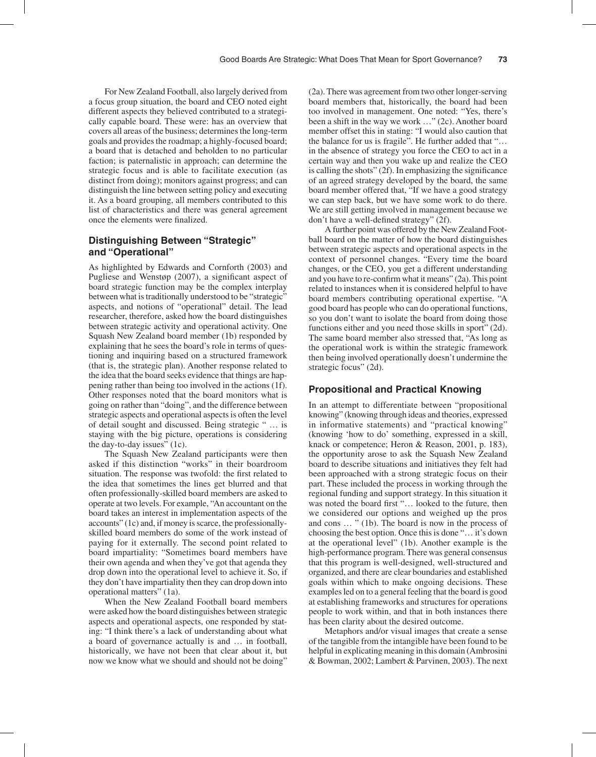For New Zealand Football, also largely derived from a focus group situation, the board and CEO noted eight different aspects they believed contributed to a strategically capable board. These were: has an overview that covers all areas of the business; determines the long-term goals and provides the roadmap; a highly-focused board; a board that is detached and beholden to no particular faction; is paternalistic in approach; can determine the strategic focus and is able to facilitate execution (as distinct from doing); monitors against progress; and can distinguish the line between setting policy and executing it. As a board grouping, all members contributed to this list of characteristics and there was general agreement once the elements were finalized.

### Distinguishing Between "Strategic" and "Operational"

As highlighted by Edwards and Cornforth (2003) and Pugliese and Wenstøp (2007), a significant aspect of board strategic function may be the complex interplay between what is traditionally understood to be "strategic" aspects, and notions of "operational" detail. The lead researcher, therefore, asked how the board distinguishes between strategic activity and operational activity. One Squash New Zealand board member (1b) responded by explaining that he sees the board's role in terms of questioning and inquiring based on a structured framework (that is, the strategic plan). Another response related to the idea that the board seeks evidence that things are happening rather than being too involved in the actions (1f). Other responses noted that the board monitors what is going on rather than "doing", and the difference between strategic aspects and operational aspects is often the level of detail sought and discussed. Being strategic " … is staying with the big picture, operations is considering the day-to-day issues" (1c).

The Squash New Zealand participants were then asked if this distinction "works" in their boardroom situation. The response was twofold: the first related to the idea that sometimes the lines get blurred and that often professionally-skilled board members are asked to operate at two levels. For example, "An accountant on the board takes an interest in implementation aspects of the accounts" (1c) and, if money is scarce, the professionally-skilled board members do some of the work instead of paying for it externally. The second point related to board impartiality: "Sometimes board members have their own agenda and when they've got that agenda they drop down into the operational level to achieve it. So, if they don't have impartiality then they can drop down into operational matters" (1a).

When the New Zealand Football board members were asked how the board distinguishes between strategic aspects and operational aspects, one responded by stating: "I think there's a lack of understanding about what a board of governance actually is and … in football, historically, we have not been that clear about it, but now we know what we should and should not be doing" (2a). There was agreement from two other longer-serving board members that, historically, the board had been too involved in management. One noted: "Yes, there's been a shift in the way we work …" (2c). Another board member offset this in stating: "I would also caution that the balance for us is fragile". He further added that "… in the absence of strategy you force the CEO to act in a certain way and then you wake up and realize the CEO is calling the shots" (2f). In emphasizing the significance of an agreed strategy developed by the board, the same board member offered that, "If we have a good strategy we can step back, but we have some work to do there. We are still getting involved in management because we don't have a well-defined strategy" (2f).

A further point was offered by the New Zealand Football board on the matter of how the board distinguishes between strategic aspects and operational aspects in the context of personnel changes. "Every time the board changes, or the CEO, you get a different understanding and you have to re-confirm what it means" (2a). This point related to instances when it is considered helpful to have board members contributing operational expertise. "A good board has people who can do operational functions, so you don't want to isolate the board from doing those functions either and you need those skills in sport" (2d). The same board member also stressed that, "As long as the operational work is within the strategic framework then being involved operationally doesn't undermine the strategic focus" (2d).

### Propositional and Practical Knowing

In an attempt to differentiate between "propositional knowing" (knowing through ideas and theories, expressed in informative statements) and "practical knowing" (knowing 'how to do' something, expressed in a skill, knack or competence; Heron & Reason, 2001, p. 183), the opportunity arose to ask the Squash New Zealand board to describe situations and initiatives they felt had been approached with a strong strategic focus on their part. These included the process in working through the regional funding and support strategy. In this situation it was noted the board first "… looked to the future, then we considered our options and weighed up the pros and cons … " (1b). The board is now in the process of choosing the best option. Once this is done "… it's down at the operational level" (1b). Another example is the high-performance program. There was general consensus that this program is well-designed, well-structured and organized, and there are clear boundaries and established goals within which to make ongoing decisions. These examples led on to a general feeling that the board is good at establishing frameworks and structures for operations people to work within, and that in both instances there has been clarity about the desired outcome.

Metaphors and/or visual images that create a sense of the tangible from the intangible have been found to be helpful in explicating meaning in this domain (Ambrosini & Bowman, 2002; Lambert & Parvinen, 2003). The next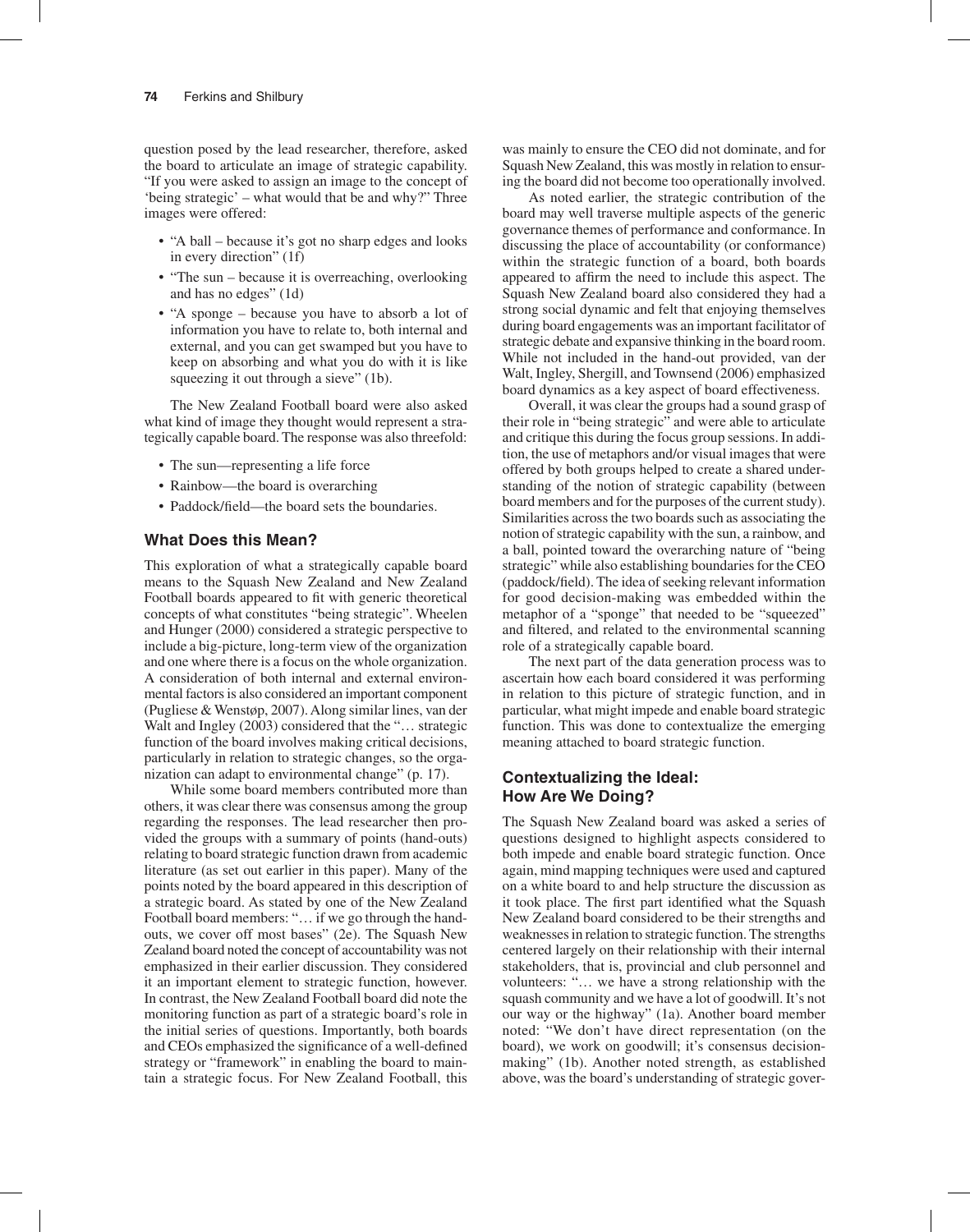question posed by the lead researcher, therefore, asked the board to articulate an image of strategic capability. "If you were asked to assign an image to the concept of 'being strategic' – what would that be and why?" Three images were offered:

- "A ball – because it's got no sharp edges and looks in every direction" (1f)
- "The sun – because it is overreaching, overlooking and has no edges" (1d)
- "A sponge – because you have to absorb a lot of information you have to relate to, both internal and external, and you can get swamped but you have to keep on absorbing and what you do with it is like squeezing it out through a sieve" (1b).

The New Zealand Football board were also asked what kind of image they thought would represent a strategically capable board. The response was also threefold:

- The sun—representing a life force
- Rainbow—the board is overarching
- Paddock/field—the board sets the boundaries.

## What Does this Mean?

This exploration of what a strategically capable board means to the Squash New Zealand and New Zealand Football boards appeared to fit with generic theoretical concepts of what constitutes "being strategic". Wheelen and Hunger (2000) considered a strategic perspective to include a big-picture, long-term view of the organization and one where there is a focus on the whole organization. A consideration of both internal and external environmental factors is also considered an important component (Pugliese & Wenstøp, 2007). Along similar lines, van der Walt and Ingley (2003) considered that the "… strategic function of the board involves making critical decisions, particularly in relation to strategic changes, so the organization can adapt to environmental change" (p. 17).

While some board members contributed more than others, it was clear there was consensus among the group regarding the responses. The lead researcher then provided the groups with a summary of points (hand-outs) relating to board strategic function drawn from academic literature (as set out earlier in this paper). Many of the points noted by the board appeared in this description of a strategic board. As stated by one of the New Zealand Football board members: "… if we go through the hand-outs, we cover off most bases" (2e). The Squash New Zealand board noted the concept of accountability was not emphasized in their earlier discussion. They considered it an important element to strategic function, however. In contrast, the New Zealand Football board did note the monitoring function as part of a strategic board's role in the initial series of questions. Importantly, both boards and CEOs emphasized the significance of a well-defined strategy or "framework" in enabling the board to maintain a strategic focus. For New Zealand Football, this was mainly to ensure the CEO did not dominate, and for Squash New Zealand, this was mostly in relation to ensuring the board did not become too operationally involved.

As noted earlier, the strategic contribution of the board may well traverse multiple aspects of the generic governance themes of performance and conformance. In discussing the place of accountability (or conformance) within the strategic function of a board, both boards appeared to affirm the need to include this aspect. The Squash New Zealand board also considered they had a strong social dynamic and felt that enjoying themselves during board engagements was an important facilitator of strategic debate and expansive thinking in the board room. While not included in the hand-out provided, van der Walt, Ingley, Shergill, and Townsend (2006) emphasized board dynamics as a key aspect of board effectiveness.

Overall, it was clear the groups had a sound grasp of their role in "being strategic" and were able to articulate and critique this during the focus group sessions. In addition, the use of metaphors and/or visual images that were offered by both groups helped to create a shared understanding of the notion of strategic capability (between board members and for the purposes of the current study). Similarities across the two boards such as associating the notion of strategic capability with the sun, a rainbow, and a ball, pointed toward the overarching nature of "being strategic" while also establishing boundaries for the CEO (paddock/field). The idea of seeking relevant information for good decision-making was embedded within the metaphor of a "sponge" that needed to be "squeezed" and filtered, and related to the environmental scanning role of a strategically capable board.

The next part of the data generation process was to ascertain how each board considered it was performing in relation to this picture of strategic function, and in particular, what might impede and enable board strategic function. This was done to contextualize the emerging meaning attached to board strategic function.

## Contextualizing the Ideal: How Are We Doing?

The Squash New Zealand board was asked a series of questions designed to highlight aspects considered to both impede and enable board strategic function. Once again, mind mapping techniques were used and captured on a white board to and help structure the discussion as it took place. The first part identified what the Squash New Zealand board considered to be their strengths and weaknesses in relation to strategic function. The strengths centered largely on their relationship with their internal stakeholders, that is, provincial and club personnel and volunteers: "… we have a strong relationship with the squash community and we have a lot of goodwill. It's not our way or the highway" (1a). Another board member noted: "We don't have direct representation (on the board), we work on goodwill; it's consensus decision-making" (1b). Another noted strength, as established above, was the board's understanding of strategic gover-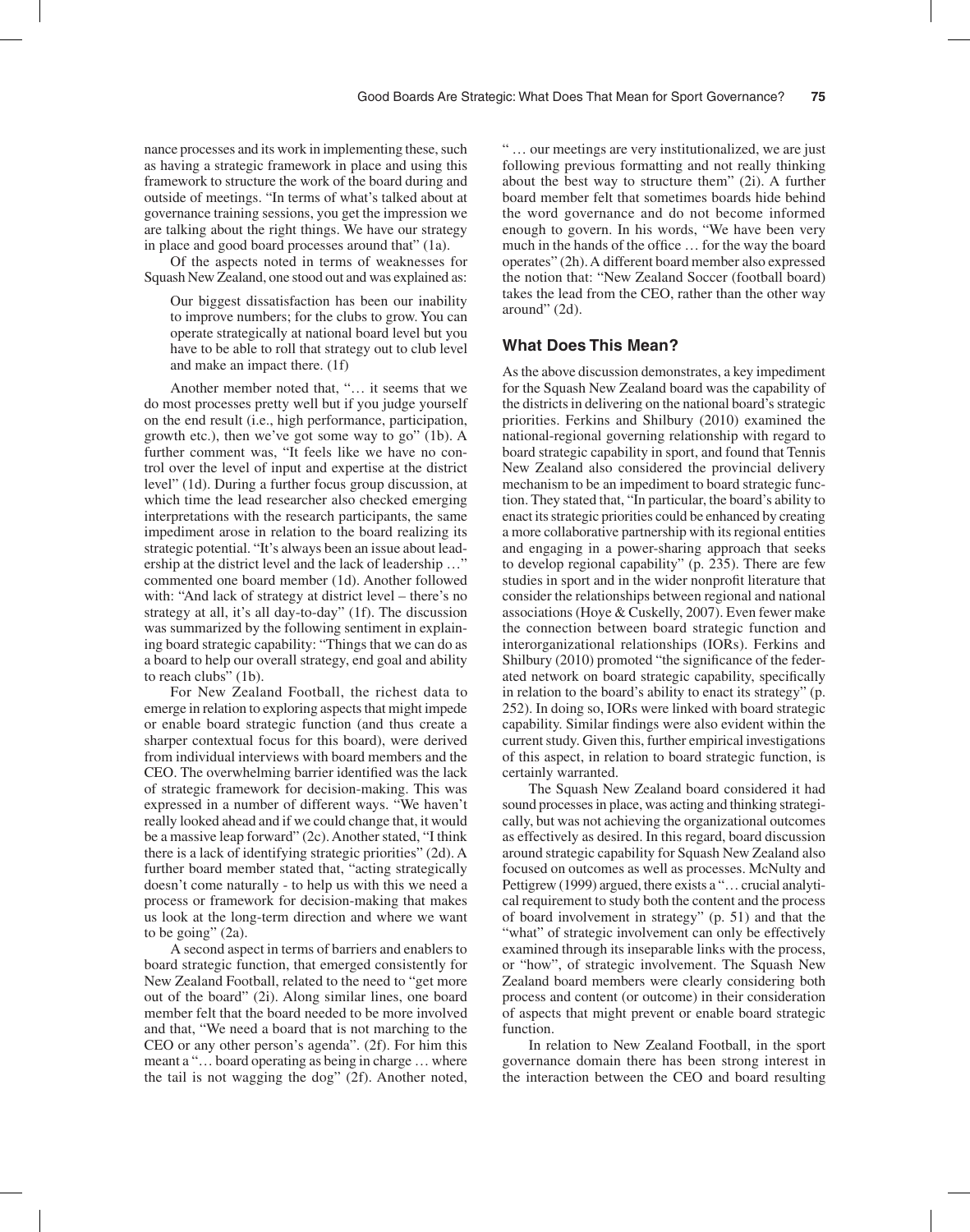nance processes and its work in implementing these, such as having a strategic framework in place and using this framework to structure the work of the board during and outside of meetings. "In terms of what's talked about at governance training sessions, you get the impression we are talking about the right things. We have our strategy in place and good board processes around that" (1a).

Of the aspects noted in terms of weaknesses for Squash New Zealand, one stood out and was explained as:

> Our biggest dissatisfaction has been our inability to improve numbers; for the clubs to grow. You can operate strategically at national board level but you have to be able to roll that strategy out to club level and make an impact there. (1f)

Another member noted that, "… it seems that we do most processes pretty well but if you judge yourself on the end result (i.e., high performance, participation, growth etc.), then we've got some way to go" (1b). A further comment was, "It feels like we have no control over the level of input and expertise at the district level" (1d). During a further focus group discussion, at which time the lead researcher also checked emerging interpretations with the research participants, the same impediment arose in relation to the board realizing its strategic potential. "It's always been an issue about leadership at the district level and the lack of leadership …" commented one board member (1d). Another followed with: "And lack of strategy at district level – there's no strategy at all, it's all day-to-day" (1f). The discussion was summarized by the following sentiment in explaining board strategic capability: "Things that we can do as a board to help our overall strategy, end goal and ability to reach clubs" (1b).

For New Zealand Football, the richest data to emerge in relation to exploring aspects that might impede or enable board strategic function (and thus create a sharper contextual focus for this board), were derived from individual interviews with board members and the CEO. The overwhelming barrier identified was the lack of strategic framework for decision-making. This was expressed in a number of different ways. "We haven't really looked ahead and if we could change that, it would be a massive leap forward" (2c). Another stated, "I think there is a lack of identifying strategic priorities" (2d). A further board member stated that, "acting strategically doesn't come naturally - to help us with this we need a process or framework for decision-making that makes us look at the long-term direction and where we want to be going" (2a).

A second aspect in terms of barriers and enablers to board strategic function, that emerged consistently for New Zealand Football, related to the need to "get more out of the board" (2i). Along similar lines, one board member felt that the board needed to be more involved and that, "We need a board that is not marching to the CEO or any other person's agenda". (2f). For him this meant a "… board operating as being in charge … where the tail is not wagging the dog" (2f). Another noted, " … our meetings are very institutionalized, we are just following previous formatting and not really thinking about the best way to structure them" (2i). A further board member felt that sometimes boards hide behind the word governance and do not become informed enough to govern. In his words, "We have been very much in the hands of the office … for the way the board operates" (2h). A different board member also expressed the notion that: "New Zealand Soccer (football board) takes the lead from the CEO, rather than the other way around" (2d).

## What Does This Mean?

As the above discussion demonstrates, a key impediment for the Squash New Zealand board was the capability of the districts in delivering on the national board's strategic priorities. Ferkins and Shilbury (2010) examined the national-regional governing relationship with regard to board strategic capability in sport, and found that Tennis New Zealand also considered the provincial delivery mechanism to be an impediment to board strategic function. They stated that, "In particular, the board's ability to enact its strategic priorities could be enhanced by creating a more collaborative partnership with its regional entities and engaging in a power-sharing approach that seeks to develop regional capability" (p. 235). There are few studies in sport and in the wider nonprofit literature that consider the relationships between regional and national associations (Hoye & Cuskelly, 2007). Even fewer make the connection between board strategic function and interorganizational relationships (IORs). Ferkins and Shilbury (2010) promoted "the significance of the federated network on board strategic capability, specifically in relation to the board's ability to enact its strategy" (p. 252). In doing so, IORs were linked with board strategic capability. Similar findings were also evident within the current study. Given this, further empirical investigations of this aspect, in relation to board strategic function, is certainly warranted.

The Squash New Zealand board considered it had sound processes in place, was acting and thinking strategically, but was not achieving the organizational outcomes as effectively as desired. In this regard, board discussion around strategic capability for Squash New Zealand also focused on outcomes as well as processes. McNulty and Pettigrew (1999) argued, there exists a "… crucial analytical requirement to study both the content and the process of board involvement in strategy" (p. 51) and that the "what" of strategic involvement can only be effectively examined through its inseparable links with the process, or "how", of strategic involvement. The Squash New Zealand board members were clearly considering both process and content (or outcome) in their consideration of aspects that might prevent or enable board strategic function.

In relation to New Zealand Football, in the sport governance domain there has been strong interest in the interaction between the CEO and board resulting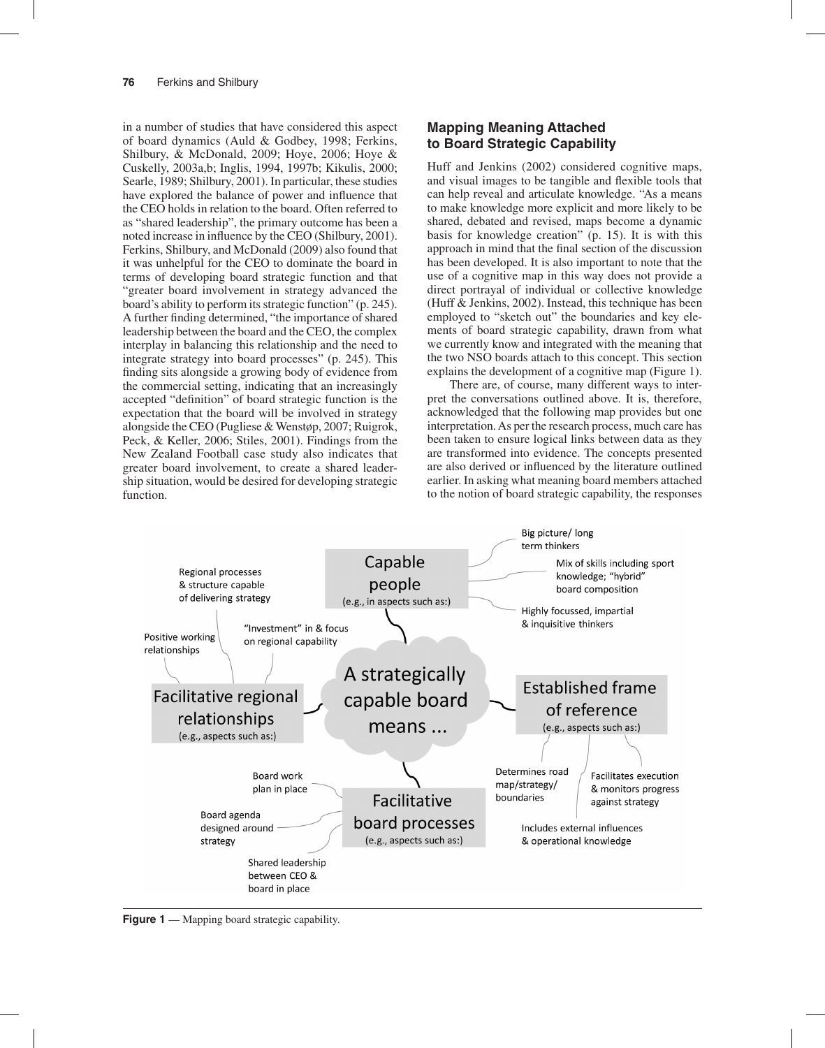in a number of studies that have considered this aspect of board dynamics (Auld & Godbey, 1998; Ferkins, Shilbury, & McDonald, 2009; Hoye, 2006; Hoye & Cuskelly, 2003a,b; Inglis, 1994, 1997b; Kikulis, 2000; Searle, 1989; Shilbury, 2001). In particular, these studies have explored the balance of power and influence that the CEO holds in relation to the board. Often referred to as "shared leadership", the primary outcome has been a noted increase in influence by the CEO (Shilbury, 2001). Ferkins, Shilbury, and McDonald (2009) also found that it was unhelpful for the CEO to dominate the board in terms of developing board strategic function and that "greater board involvement in strategy advanced the board's ability to perform its strategic function" (p. 245). A further finding determined, "the importance of shared leadership between the board and the CEO, the complex interplay in balancing this relationship and the need to integrate strategy into board processes" (p. 245). This finding sits alongside a growing body of evidence from the commercial setting, indicating that an increasingly accepted "definition" of board strategic function is the expectation that the board will be involved in strategy alongside the CEO (Pugliese & Wenstøp, 2007; Ruigrok, Peck, & Keller, 2006; Stiles, 2001). Findings from the New Zealand Football case study also indicates that greater board involvement, to create a shared leadership situation, would be desired for developing strategic function.

## Mapping Meaning Attached to Board Strategic Capability

Huff and Jenkins (2002) considered cognitive maps, and visual images to be tangible and flexible tools that can help reveal and articulate knowledge. "As a means to make knowledge more explicit and more likely to be shared, debated and revised, maps become a dynamic basis for knowledge creation" (p. 15). It is with this approach in mind that the final section of the discussion has been developed. It is also important to note that the use of a cognitive map in this way does not provide a direct portrayal of individual or collective knowledge (Huff & Jenkins, 2002). Instead, this technique has been employed to "sketch out" the boundaries and key elements of board strategic capability, drawn from what we currently know and integrated with the meaning that the two NSO boards attach to this concept. This section explains the development of a cognitive map (Figure 1).

There are, of course, many different ways to interpret the conversations outlined above. It is, therefore, acknowledged that the following map provides but one interpretation. As per the research process, much care has been taken to ensure logical links between data as they are transformed into evidence. The concepts presented are also derived or influenced by the literature outlined earlier. In asking what meaning board members attached to the notion of board strategic capability, the responses

A strategically capable board means ...

- **Capable people** (e.g., in aspects such as:)
  - Big picture/ long term thinkers
  - Mix of skills including sport knowledge; "hybrid" board composition
  - Highly focussed, impartial & inquisitive thinkers
- **Established frame of reference** (e.g., aspects such as:)
  - Determines road map/strategy/ boundaries
  - Facilitates execution & monitors progress against strategy
  - Includes external influences & operational knowledge
- **Facilitative board processes** (e.g., aspects such as:)
  - Board work plan in place
  - Board agenda designed around strategy
  - Shared leadership between CEO & board in place
- **Facilitative regional relationships** (e.g., aspects such as:)
  - Positive working relationships
  - Regional processes & structure capable of delivering strategy
  - "Investment" in & focus on regional capability

**Figure 1** — Mapping board strategic capability.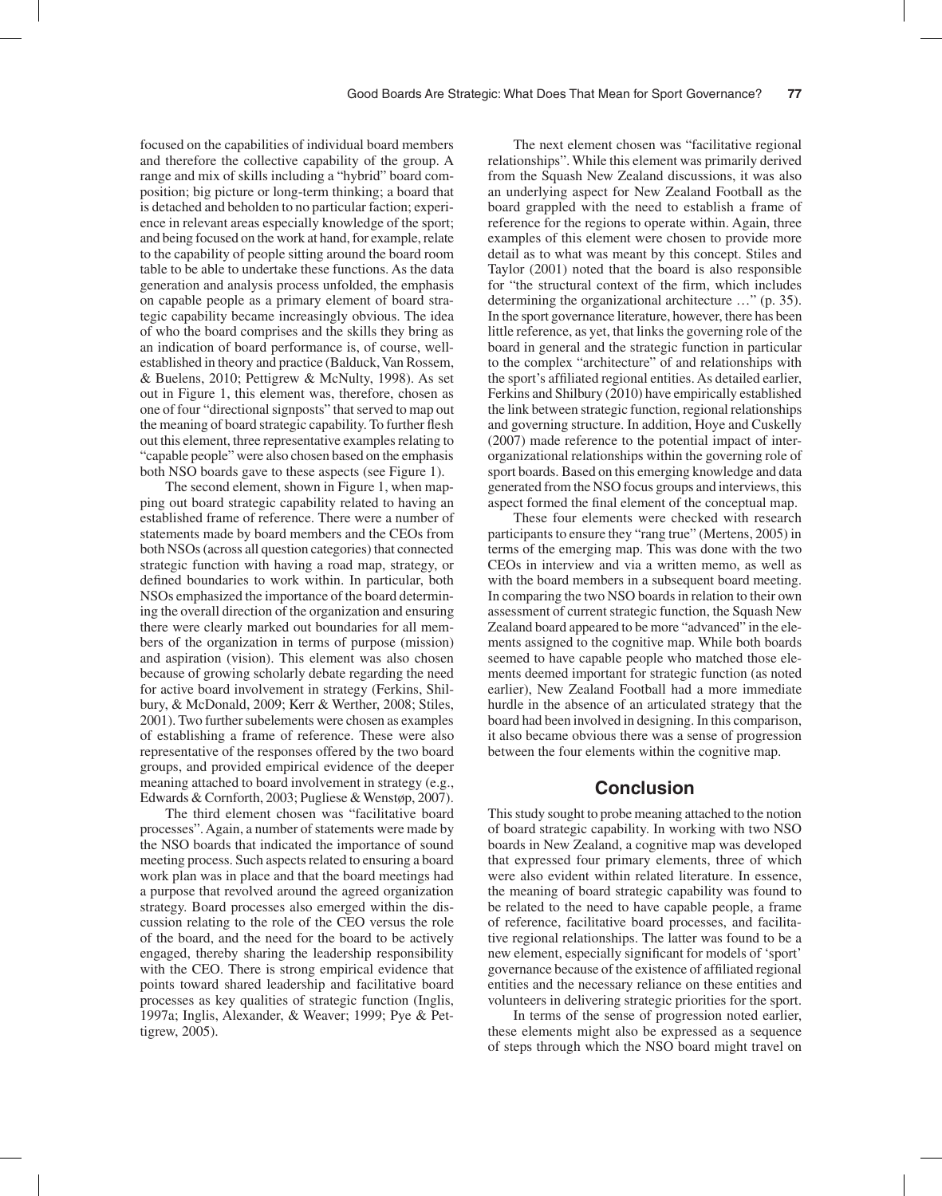focused on the capabilities of individual board members and therefore the collective capability of the group. A range and mix of skills including a "hybrid" board composition; big picture or long-term thinking; a board that is detached and beholden to no particular faction; experience in relevant areas especially knowledge of the sport; and being focused on the work at hand, for example, relate to the capability of people sitting around the board room table to be able to undertake these functions. As the data generation and analysis process unfolded, the emphasis on capable people as a primary element of board strategic capability became increasingly obvious. The idea of who the board comprises and the skills they bring as an indication of board performance is, of course, well-established in theory and practice (Balduck, Van Rossem, & Buelens, 2010; Pettigrew & McNulty, 1998). As set out in Figure 1, this element was, therefore, chosen as one of four "directional signposts" that served to map out the meaning of board strategic capability. To further flesh out this element, three representative examples relating to "capable people" were also chosen based on the emphasis both NSO boards gave to these aspects (see Figure 1).

The second element, shown in Figure 1, when mapping out board strategic capability related to having an established frame of reference. There were a number of statements made by board members and the CEOs from both NSOs (across all question categories) that connected strategic function with having a road map, strategy, or defined boundaries to work within. In particular, both NSOs emphasized the importance of the board determining the overall direction of the organization and ensuring there were clearly marked out boundaries for all members of the organization in terms of purpose (mission) and aspiration (vision). This element was also chosen because of growing scholarly debate regarding the need for active board involvement in strategy (Ferkins, Shilbury, & McDonald, 2009; Kerr & Werther, 2008; Stiles, 2001). Two further subelements were chosen as examples of establishing a frame of reference. These were also representative of the responses offered by the two board groups, and provided empirical evidence of the deeper meaning attached to board involvement in strategy (e.g., Edwards & Cornforth, 2003; Pugliese & Wenstøp, 2007).

The third element chosen was "facilitative board processes". Again, a number of statements were made by the NSO boards that indicated the importance of sound meeting process. Such aspects related to ensuring a board work plan was in place and that the board meetings had a purpose that revolved around the agreed organization strategy. Board processes also emerged within the discussion relating to the role of the CEO versus the role of the board, and the need for the board to be actively engaged, thereby sharing the leadership responsibility with the CEO. There is strong empirical evidence that points toward shared leadership and facilitative board processes as key qualities of strategic function (Inglis, 1997a; Inglis, Alexander, & Weaver; 1999; Pye & Pettigrew, 2005).

The next element chosen was "facilitative regional relationships". While this element was primarily derived from the Squash New Zealand discussions, it was also an underlying aspect for New Zealand Football as the board grappled with the need to establish a frame of reference for the regions to operate within. Again, three examples of this element were chosen to provide more detail as to what was meant by this concept. Stiles and Taylor (2001) noted that the board is also responsible for "the structural context of the firm, which includes determining the organizational architecture …" (p. 35). In the sport governance literature, however, there has been little reference, as yet, that links the governing role of the board in general and the strategic function in particular to the complex "architecture" of and relationships with the sport's affiliated regional entities. As detailed earlier, Ferkins and Shilbury (2010) have empirically established the link between strategic function, regional relationships and governing structure. In addition, Hoye and Cuskelly (2007) made reference to the potential impact of inter-organizational relationships within the governing role of sport boards. Based on this emerging knowledge and data generated from the NSO focus groups and interviews, this aspect formed the final element of the conceptual map.

These four elements were checked with research participants to ensure they "rang true" (Mertens, 2005) in terms of the emerging map. This was done with the two CEOs in interview and via a written memo, as well as with the board members in a subsequent board meeting. In comparing the two NSO boards in relation to their own assessment of current strategic function, the Squash New Zealand board appeared to be more "advanced" in the elements assigned to the cognitive map. While both boards seemed to have capable people who matched those elements deemed important for strategic function (as noted earlier), New Zealand Football had a more immediate hurdle in the absence of an articulated strategy that the board had been involved in designing. In this comparison, it also became obvious there was a sense of progression between the four elements within the cognitive map.

## Conclusion

This study sought to probe meaning attached to the notion of board strategic capability. In working with two NSO boards in New Zealand, a cognitive map was developed that expressed four primary elements, three of which were also evident within related literature. In essence, the meaning of board strategic capability was found to be related to the need to have capable people, a frame of reference, facilitative board processes, and facilitative regional relationships. The latter was found to be a new element, especially significant for models of 'sport' governance because of the existence of affiliated regional entities and the necessary reliance on these entities and volunteers in delivering strategic priorities for the sport.

In terms of the sense of progression noted earlier, these elements might also be expressed as a sequence of steps through which the NSO board might travel on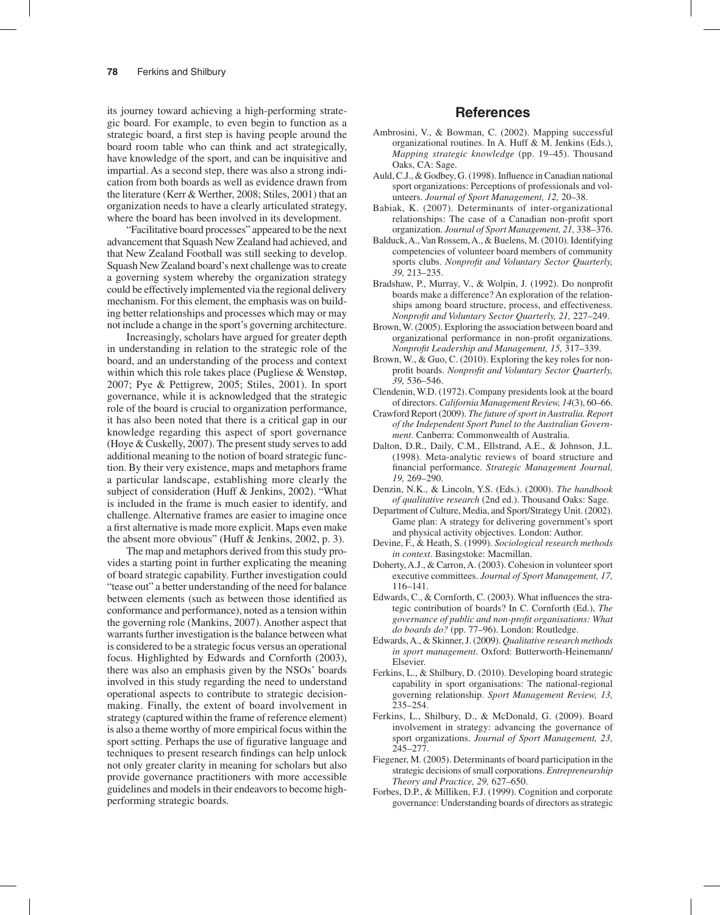its journey toward achieving a high-performing strategic board. For example, to even begin to function as a strategic board, a first step is having people around the board room table who can think and act strategically, have knowledge of the sport, and can be inquisitive and impartial. As a second step, there was also a strong indication from both boards as well as evidence drawn from the literature (Kerr & Werther, 2008; Stiles, 2001) that an organization needs to have a clearly articulated strategy, where the board has been involved in its development.

"Facilitative board processes" appeared to be the next advancement that Squash New Zealand had achieved, and that New Zealand Football was still seeking to develop. Squash New Zealand board's next challenge was to create a governing system whereby the organization strategy could be effectively implemented via the regional delivery mechanism. For this element, the emphasis was on building better relationships and processes which may or may not include a change in the sport's governing architecture.

Increasingly, scholars have argued for greater depth in understanding in relation to the strategic role of the board, and an understanding of the process and context within which this role takes place (Pugliese & Wenstøp, 2007; Pye & Pettigrew, 2005; Stiles, 2001). In sport governance, while it is acknowledged that the strategic role of the board is crucial to organization performance, it has also been noted that there is a critical gap in our knowledge regarding this aspect of sport governance (Hoye & Cuskelly, 2007). The present study serves to add additional meaning to the notion of board strategic function. By their very existence, maps and metaphors frame a particular landscape, establishing more clearly the subject of consideration (Huff & Jenkins, 2002). "What is included in the frame is much easier to identify, and challenge. Alternative frames are easier to imagine once a first alternative is made more explicit. Maps even make the absent more obvious" (Huff & Jenkins, 2002, p. 3).

The map and metaphors derived from this study provides a starting point in further explicating the meaning of board strategic capability. Further investigation could "tease out" a better understanding of the need for balance between elements (such as between those identified as conformance and performance), noted as a tension within the governing role (Mankins, 2007). Another aspect that warrants further investigation is the balance between what is considered to be a strategic focus versus an operational focus. Highlighted by Edwards and Cornforth (2003), there was also an emphasis given by the NSOs' boards involved in this study regarding the need to understand operational aspects to contribute to strategic decision-making. Finally, the extent of board involvement in strategy (captured within the frame of reference element) is also a theme worthy of more empirical focus within the sport setting. Perhaps the use of figurative language and techniques to present research findings can help unlock not only greater clarity in meaning for scholars but also provide governance practitioners with more accessible guidelines and models in their endeavors to become high-performing strategic boards.

## References

Ambrosini, V., & Bowman, C. (2002). Mapping successful organizational routines. In A. Huff & M. Jenkins (Eds.), *Mapping strategic knowledge* (pp. 19–45). Thousand Oaks, CA: Sage.

Auld, C.J., & Godbey, G. (1998). Influence in Canadian national sport organizations: Perceptions of professionals and volunteers. *Journal of Sport Management, 12,* 20–38.

Babiak, K. (2007). Determinants of inter-organizational relationships: The case of a Canadian non-profit sport organization. *Journal of Sport Management, 21,* 338–376.

Balduck, A., Van Rossem, A., & Buelens, M. (2010). Identifying competencies of volunteer board members of community sports clubs. *Nonprofit and Voluntary Sector Quarterly, 39,* 213–235.

Bradshaw, P., Murray, V., & Wolpin, J. (1992). Do nonprofit boards make a difference? An exploration of the relationships among board structure, process, and effectiveness. *Nonprofit and Voluntary Sector Quarterly, 21,* 227–249.

Brown, W. (2005). Exploring the association between board and organizational performance in non-profit organizations. *Nonprofit Leadership and Management, 15,* 317–339.

Brown, W., & Guo, C. (2010). Exploring the key roles for nonprofit boards. *Nonprofit and Voluntary Sector Quarterly, 39,* 536–546.

Clendenin, W.D. (1972). Company presidents look at the board of directors. *California Management Review, 14*(3), 60–66.

Crawford Report (2009). *The future of sport in Australia. Report of the Independent Sport Panel to the Australian Government*. Canberra: Commonwealth of Australia.

Dalton, D.R., Daily, C.M., Ellstrand, A.E., & Johnson, J.L. (1998). Meta-analytic reviews of board structure and financial performance. *Strategic Management Journal, 19,* 269–290.

Denzin, N.K., & Lincoln, Y.S. (Eds.). (2000). *The handbook of qualitative research* (2nd ed.). Thousand Oaks: Sage.

Department of Culture, Media, and Sport/Strategy Unit. (2002). Game plan: A strategy for delivering government's sport and physical activity objectives. London: Author.

Devine, F., & Heath, S. (1999). *Sociological research methods in context*. Basingstoke: Macmillan.

Doherty, A.J., & Carron, A. (2003). Cohesion in volunteer sport executive committees. *Journal of Sport Management, 17,* 116–141.

Edwards, C., & Cornforth, C. (2003). What influences the strategic contribution of boards? In C. Cornforth (Ed.), *The governance of public and non-profit organisations: What do boards do?* (pp. 77–96). London: Routledge.

Edwards, A., & Skinner, J. (2009). *Qualitative research methods in sport management*. Oxford: Butterworth-Heinemann/Elsevier.

Ferkins, L., & Shilbury, D. (2010). Developing board strategic capability in sport organisations: The national-regional governing relationship. *Sport Management Review, 13,* 235–254.

Ferkins, L., Shilbury, D., & McDonald, G. (2009). Board involvement in strategy: advancing the governance of sport organizations. *Journal of Sport Management, 23,* 245–277.

Fiegener, M. (2005). Determinants of board participation in the strategic decisions of small corporations. *Entrepreneurship Theory and Practice, 29,* 627–650.

Forbes, D.P., & Milliken, F.J. (1999). Cognition and corporate governance: Understanding boards of directors as strategic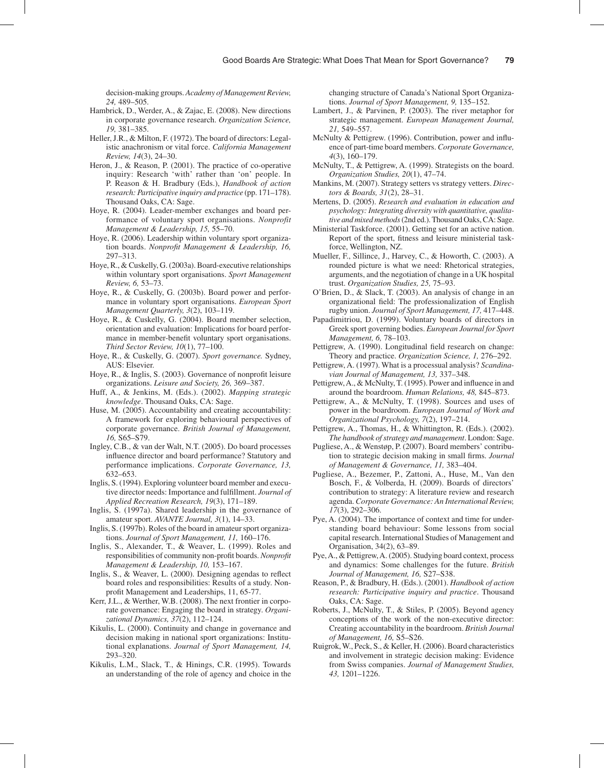decision-making groups. *Academy of Management Review, 24,* 489–505.

Hambrick, D., Werder, A., & Zajac, E. (2008). New directions in corporate governance research. *Organization Science, 19,* 381–385.

Heller, J.R., & Milton, F. (1972). The board of directors: Legalistic anachronism or vital force. *California Management Review, 14*(3), 24–30.

Heron, J., & Reason, P. (2001). The practice of co-operative inquiry: Research 'with' rather than 'on' people. In P. Reason & H. Bradbury (Eds.), *Handbook of action research: Participative inquiry and practice* (pp. 171–178). Thousand Oaks, CA: Sage.

Hoye, R. (2004). Leader-member exchanges and board performance of voluntary sport organisations. *Nonprofit Management & Leadership, 15,* 55–70.

Hoye, R. (2006). Leadership within voluntary sport organization boards. *Nonprofit Management & Leadership, 16,* 297–313.

Hoye, R., & Cuskelly, G. (2003a). Board-executive relationships within voluntary sport organisations. *Sport Management Review, 6,* 53–73.

Hoye, R., & Cuskelly, G. (2003b). Board power and performance in voluntary sport organisations. *European Sport Management Quarterly, 3*(2), 103–119.

Hoye, R., & Cuskelly, G. (2004). Board member selection, orientation and evaluation: Implications for board performance in member-benefit voluntary sport organisations. *Third Sector Review, 10*(1), 77–100.

Hoye, R., & Cuskelly, G. (2007). *Sport governance.* Sydney, AUS: Elsevier.

Hoye, R., & Inglis, S. (2003). Governance of nonprofit leisure organizations. *Leisure and Society, 26,* 369–387.

Huff, A., & Jenkins, M. (Eds.). (2002). *Mapping strategic knowledge*. Thousand Oaks, CA: Sage.

Huse, M. (2005). Accountability and creating accountability: A framework for exploring behavioural perspectives of corporate governance. *British Journal of Management, 16,* S65–S79.

Ingley, C.B., & van der Walt, N.T. (2005). Do board processes influence director and board performance? Statutory and performance implications. *Corporate Governance, 13,* 632–653.

Inglis, S. (1994). Exploring volunteer board member and executive director needs: Importance and fulfillment. *Journal of Applied Recreation Research, 19*(3), 171–189.

Inglis, S. (1997a). Shared leadership in the governance of amateur sport. *AVANTE Journal, 3*(1), 14–33.

Inglis, S. (1997b). Roles of the board in amateur sport organizations. *Journal of Sport Management, 11,* 160–176.

Inglis, S., Alexander, T., & Weaver, L. (1999). Roles and responsibilities of community non-profit boards. *Nonprofit Management & Leadership, 10,* 153–167.

Inglis, S., & Weaver, L. (2000). Designing agendas to reflect board roles and responsibilities: Results of a study. Nonprofit Management and Leaderships, 11, 65-77.

Kerr, J.L., & Werther, W.B. (2008). The next frontier in corporate governance: Engaging the board in strategy. *Organizational Dynamics, 37*(2), 112–124.

Kikulis, L. (2000). Continuity and change in governance and decision making in national sport organizations: Institutional explanations. *Journal of Sport Management, 14,* 293–320.

Kikulis, L.M., Slack, T., & Hinings, C.R. (1995). Towards an understanding of the role of agency and choice in the changing structure of Canada's National Sport Organizations. *Journal of Sport Management, 9,* 135–152.

Lambert, J., & Parvinen, P. (2003). The river metaphor for strategic management. *European Management Journal, 21,* 549–557.

McNulty & Pettigrew. (1996). Contribution, power and influence of part-time board members. *Corporate Governance, 4*(3), 160–179.

McNulty, T., & Pettigrew, A. (1999). Strategists on the board. *Organization Studies, 20*(1), 47–74.

Mankins, M. (2007). Strategy setters vs strategy vetters. *Directors & Boards, 31*(2), 28–31.

Mertens, D. (2005). *Research and evaluation in education and psychology: Integrating diversity with quantitative, qualitative and mixed methods* (2nd ed.). Thousand Oaks, CA: Sage.

Ministerial Taskforce. (2001). Getting set for an active nation. Report of the sport, fitness and leisure ministerial taskforce, Wellington, NZ.

Mueller, F., Sillince, J., Harvey, C., & Howorth, C. (2003). A rounded picture is what we need: Rhetorical strategies, arguments, and the negotiation of change in a UK hospital trust. *Organization Studies, 25,* 75–93.

O'Brien, D., & Slack, T. (2003). An analysis of change in an organizational field: The professionalization of English rugby union. *Journal of Sport Management, 17,* 417–448.

Papadimitriou, D. (1999). Voluntary boards of directors in Greek sport governing bodies. *European Journal for Sport Management, 6,* 78–103.

Pettigrew, A. (1990). Longitudinal field research on change: Theory and practice. *Organization Science, 1,* 276–292.

Pettigrew, A. (1997). What is a processual analysis? *Scandinavian Journal of Management, 13,* 337–348.

Pettigrew, A., & McNulty, T. (1995). Power and influence in and around the boardroom. *Human Relations, 48,* 845–873.

Pettigrew, A., & McNulty, T. (1998). Sources and uses of power in the boardroom. *European Journal of Work and Organizational Psychology, 7*(2), 197–214.

Pettigrew, A., Thomas, H., & Whittington, R. (Eds.). (2002). *The handbook of strategy and management*. London: Sage.

Pugliese, A., & Wenstøp, P. (2007). Board members' contribution to strategic decision making in small firms. *Journal of Management & Governance, 11,* 383–404.

Pugliese, A., Bezemer, P., Zattoni, A., Huse, M., Van den Bosch, F., & Volberda, H. (2009). Boards of directors' contribution to strategy: A literature review and research agenda. *Corporate Governance: An International Review, 17*(3), 292–306.

Pye, A. (2004). The importance of context and time for understanding board behaviour: Some lessons from social capital research. International Studies of Management and Organisation, 34(2), 63–89.

Pye, A., & Pettigrew, A. (2005). Studying board context, process and dynamics: Some challenges for the future. *British Journal of Management, 16,* S27–S38.

Reason, P., & Bradbury, H. (Eds.). (2001). *Handbook of action research: Participative inquiry and practice*. Thousand Oaks, CA: Sage.

Roberts, J., McNulty, T., & Stiles, P. (2005). Beyond agency conceptions of the work of the non-executive director: Creating accountability in the boardroom. *British Journal of Management, 16,* S5–S26.

Ruigrok, W., Peck, S., & Keller, H. (2006). Board characteristics and involvement in strategic decision making: Evidence from Swiss companies. *Journal of Management Studies, 43,* 1201–1226.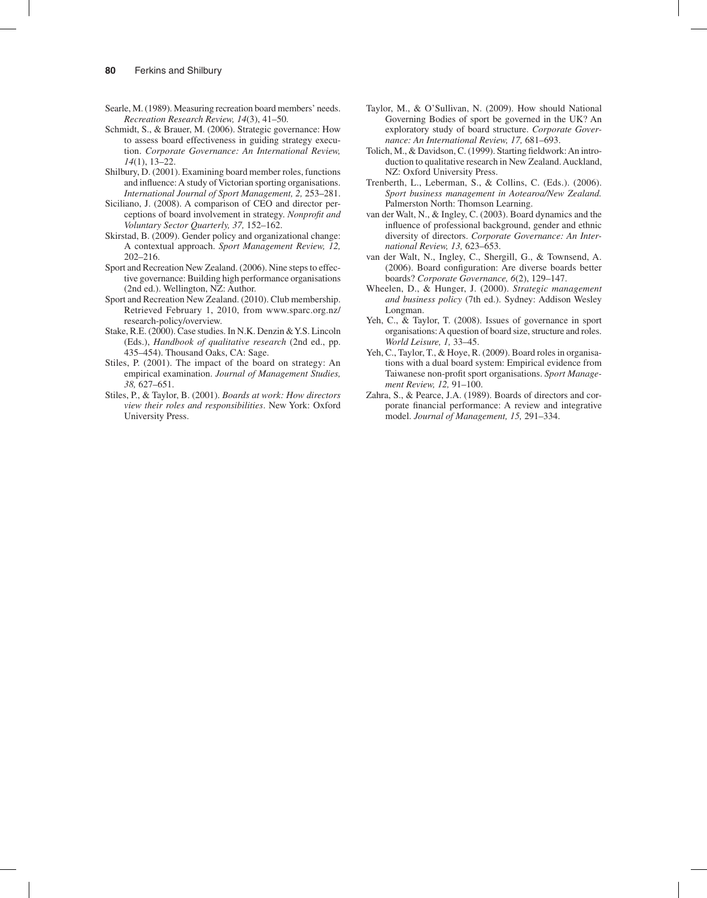Searle, M. (1989). Measuring recreation board members' needs. *Recreation Research Review, 14*(3), 41–50.

Schmidt, S., & Brauer, M. (2006). Strategic governance: How to assess board effectiveness in guiding strategy execution. *Corporate Governance: An International Review, 14*(1), 13–22.

Shilbury, D. (2001). Examining board member roles, functions and influence: A study of Victorian sporting organisations. *International Journal of Sport Management, 2,* 253–281.

Siciliano, J. (2008). A comparison of CEO and director perceptions of board involvement in strategy. *Nonprofit and Voluntary Sector Quarterly, 37,* 152–162.

Skirstad, B. (2009). Gender policy and organizational change: A contextual approach. *Sport Management Review, 12,* 202–216.

Sport and Recreation New Zealand. (2006). Nine steps to effective governance: Building high performance organisations (2nd ed.). Wellington, NZ: Author.

Sport and Recreation New Zealand. (2010). Club membership. Retrieved February 1, 2010, from www.sparc.org.nz/research-policy/overview.

Stake, R.E. (2000). Case studies. In N.K. Denzin & Y.S. Lincoln (Eds.), *Handbook of qualitative research* (2nd ed., pp. 435–454). Thousand Oaks, CA: Sage.

Stiles, P. (2001). The impact of the board on strategy: An empirical examination. *Journal of Management Studies, 38,* 627–651.

Stiles, P., & Taylor, B. (2001). *Boards at work: How directors view their roles and responsibilities*. New York: Oxford University Press.

Taylor, M., & O'Sullivan, N. (2009). How should National Governing Bodies of sport be governed in the UK? An exploratory study of board structure. *Corporate Governance: An International Review, 17,* 681–693.

Tolich, M., & Davidson, C. (1999). Starting fieldwork: An introduction to qualitative research in New Zealand. Auckland, NZ: Oxford University Press.

Trenberth, L., Leberman, S., & Collins, C. (Eds.). (2006). *Sport business management in Aotearoa/New Zealand.* Palmerston North: Thomson Learning.

van der Walt, N., & Ingley, C. (2003). Board dynamics and the influence of professional background, gender and ethnic diversity of directors. *Corporate Governance: An International Review, 13,* 623–653.

van der Walt, N., Ingley, C., Shergill, G., & Townsend, A. (2006). Board configuration: Are diverse boards better boards? *Corporate Governance, 6*(2), 129–147.

Wheelen, D., & Hunger, J. (2000). *Strategic management and business policy* (7th ed.). Sydney: Addison Wesley Longman.

Yeh, C., & Taylor, T. (2008). Issues of governance in sport organisations: A question of board size, structure and roles. *World Leisure, 1,* 33–45.

Yeh, C., Taylor, T., & Hoye, R. (2009). Board roles in organisations with a dual board system: Empirical evidence from Taiwanese non-profit sport organisations. *Sport Management Review, 12,* 91–100.

Zahra, S., & Pearce, J.A. (1989). Boards of directors and corporate financial performance: A review and integrative model. *Journal of Management, 15,* 291–334.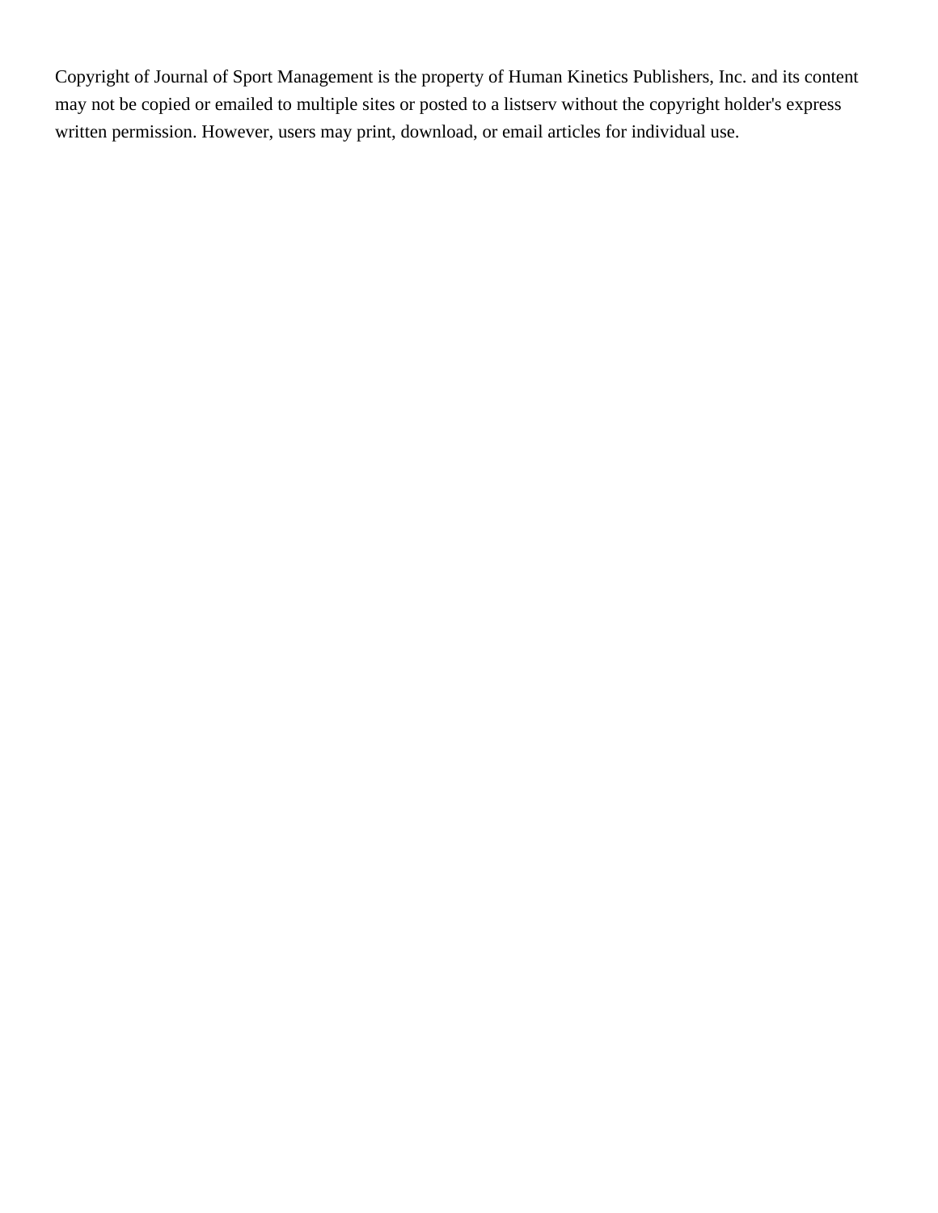Copyright of Journal of Sport Management is the property of Human Kinetics Publishers, Inc. and its content may not be copied or emailed to multiple sites or posted to a listserv without the copyright holder's express written permission. However, users may print, download, or email articles for individual use.